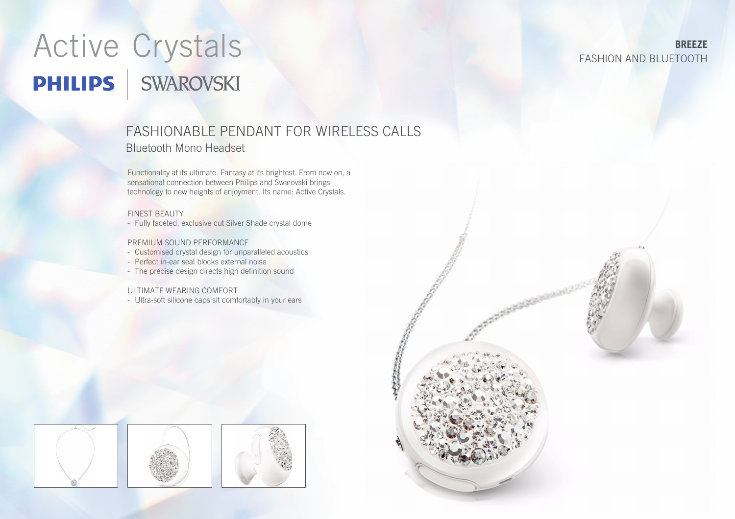# Active Crystals

PHILIPS | SWAROVSKI

**BREEZE**
FASHION AND BLUETOOTH

## FASHIONABLE PENDANT FOR WIRELESS CALLS

### Bluetooth Mono Headset

Functionality at its ultimate. Fantasy at its brightest. From now on, a sensational connection between Philips and Swarovski brings technology to new heights of enjoyment. Its name: Active Crystals.

FINEST BEAUTY
- Fully faceted, exclusive cut Silver Shade crystal dome

PREMIUM SOUND PERFORMANCE
- Customised crystal design for unparalleled acoustics
- Perfect in-ear seal blocks external noise
- The precise design directs high definition sound

ULTIMATE WEARING COMFORT
- Ultra-soft silicone caps sit comfortably in your ears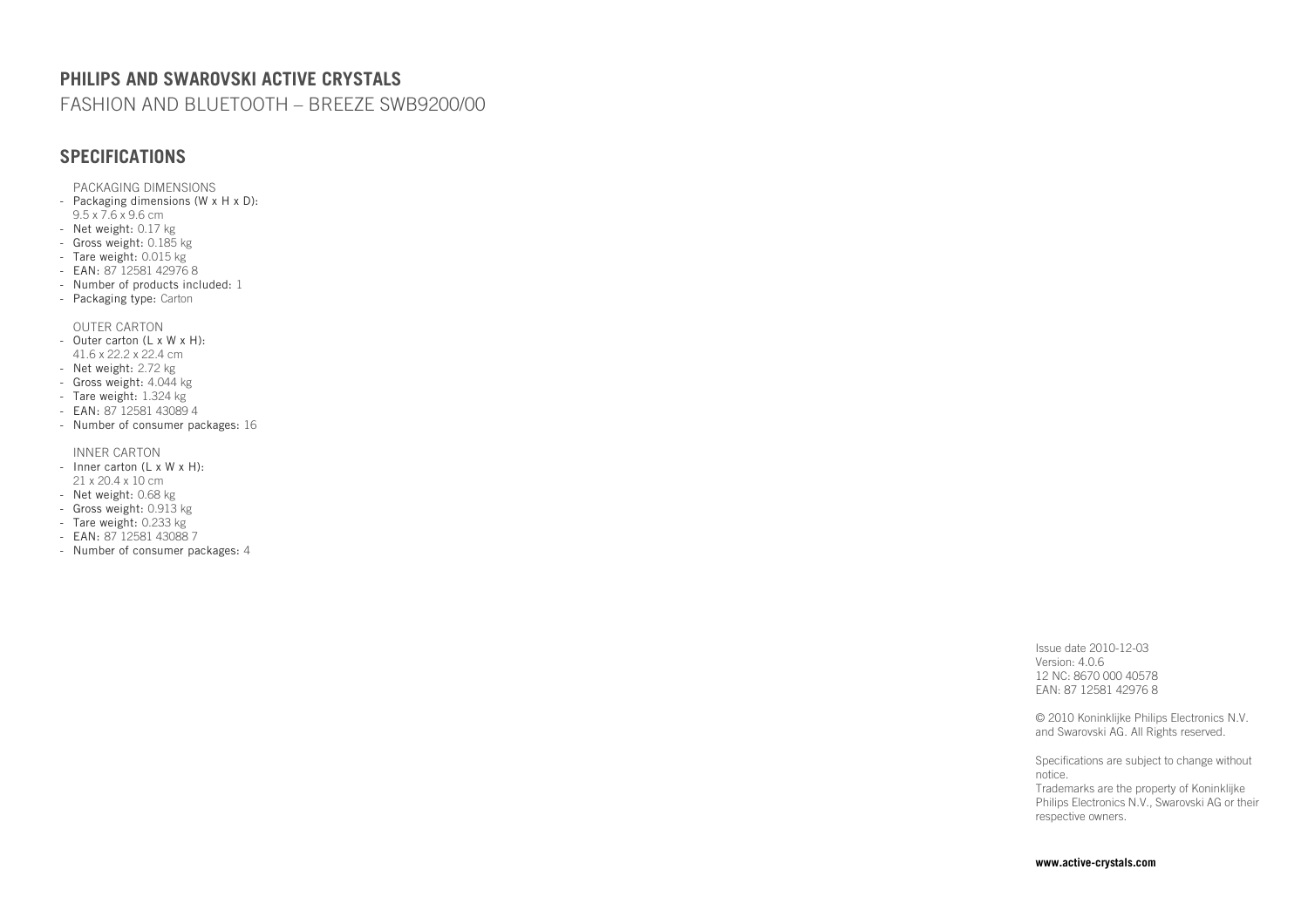## PHILIPS AND SWAROVSKI ACTIVE CRYSTALS

FASHION AND BLUETOOTH – BREEZE SWB9200/00

## SPECIFICATIONS

PACKAGING DIMENSIONS

- Packaging dimensions (W x H x D): 9.5 x 7.6 x 9.6 cm
- Net weight: 0.17 kg
- Gross weight: 0.185 kg
- Tare weight: 0.015 kg
- EAN: 87 12581 42976 8
- Number of products included: 1
- Packaging type: Carton

OUTER CARTON

- Outer carton (L x W x H): 41.6 x 22.2 x 22.4 cm
- Net weight: 2.72 kg
- Gross weight: 4.044 kg
- Tare weight: 1.324 kg
- EAN: 87 12581 43089 4
- Number of consumer packages: 16

INNER CARTON

- Inner carton (L x W x H): 21 x 20.4 x 10 cm
- Net weight: 0.68 kg
- Gross weight: 0.913 kg
- Tare weight: 0.233 kg
- EAN: 87 12581 43088 7
- Number of consumer packages: 4

Issue date 2010-12-03
Version: 4.0.6
12 NC: 8670 000 40578
EAN: 87 12581 42976 8

© 2010 Koninklijke Philips Electronics N.V. and Swarovski AG. All Rights reserved.

Specifications are subject to change without notice.
Trademarks are the property of Koninklijke Philips Electronics N.V., Swarovski AG or their respective owners.

**www.active-crystals.com**